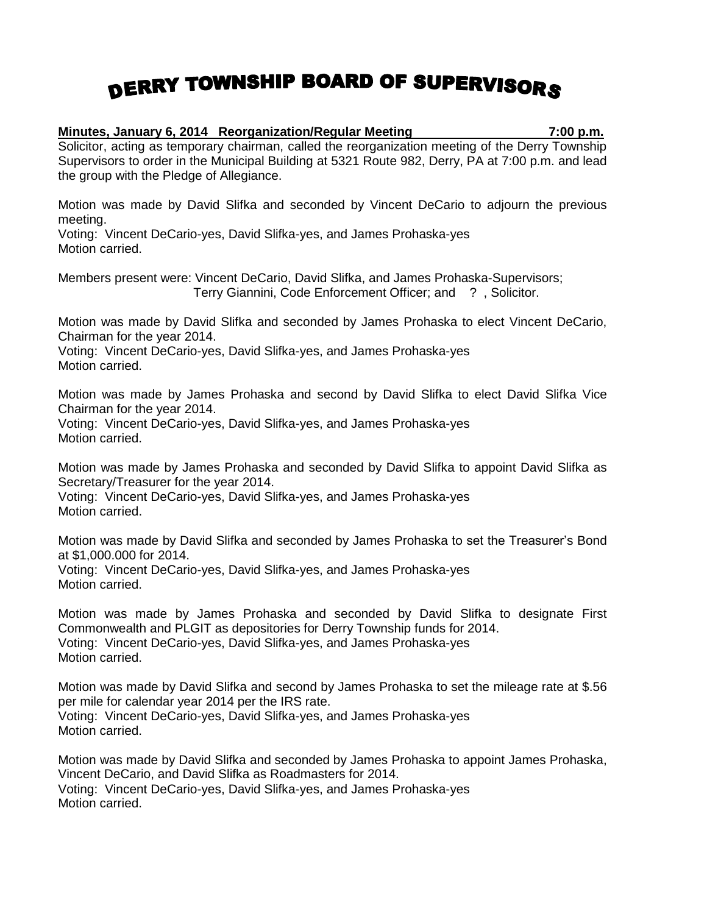# DERRY TOWNSHIP BOARD OF SUPERVISORS

**Minutes, January 6, 2014 Reorganization/Regular Meeting 7:00 p.m.**

Solicitor, acting as temporary chairman, called the reorganization meeting of the Derry Township Supervisors to order in the Municipal Building at 5321 Route 982, Derry, PA at 7:00 p.m. and lead the group with the Pledge of Allegiance.

Motion was made by David Slifka and seconded by Vincent DeCario to adjourn the previous meeting.
Voting: Vincent DeCario-yes, David Slifka-yes, and James Prohaska-yes
Motion carried.

Members present were: Vincent DeCario, David Slifka, and James Prohaska-Supervisors;
Terry Giannini, Code Enforcement Officer; and ? , Solicitor.

Motion was made by David Slifka and seconded by James Prohaska to elect Vincent DeCario, Chairman for the year 2014.
Voting: Vincent DeCario-yes, David Slifka-yes, and James Prohaska-yes
Motion carried.

Motion was made by James Prohaska and second by David Slifka to elect David Slifka Vice Chairman for the year 2014.
Voting: Vincent DeCario-yes, David Slifka-yes, and James Prohaska-yes
Motion carried.

Motion was made by James Prohaska and seconded by David Slifka to appoint David Slifka as Secretary/Treasurer for the year 2014.
Voting: Vincent DeCario-yes, David Slifka-yes, and James Prohaska-yes
Motion carried.

Motion was made by David Slifka and seconded by James Prohaska to set the Treasurer's Bond at $1,000.000 for 2014.
Voting: Vincent DeCario-yes, David Slifka-yes, and James Prohaska-yes
Motion carried.

Motion was made by James Prohaska and seconded by David Slifka to designate First Commonwealth and PLGIT as depositories for Derry Township funds for 2014.
Voting: Vincent DeCario-yes, David Slifka-yes, and James Prohaska-yes
Motion carried.

Motion was made by David Slifka and second by James Prohaska to set the mileage rate at $.56 per mile for calendar year 2014 per the IRS rate.
Voting: Vincent DeCario-yes, David Slifka-yes, and James Prohaska-yes
Motion carried.

Motion was made by David Slifka and seconded by James Prohaska to appoint James Prohaska, Vincent DeCario, and David Slifka as Roadmasters for 2014.
Voting: Vincent DeCario-yes, David Slifka-yes, and James Prohaska-yes
Motion carried.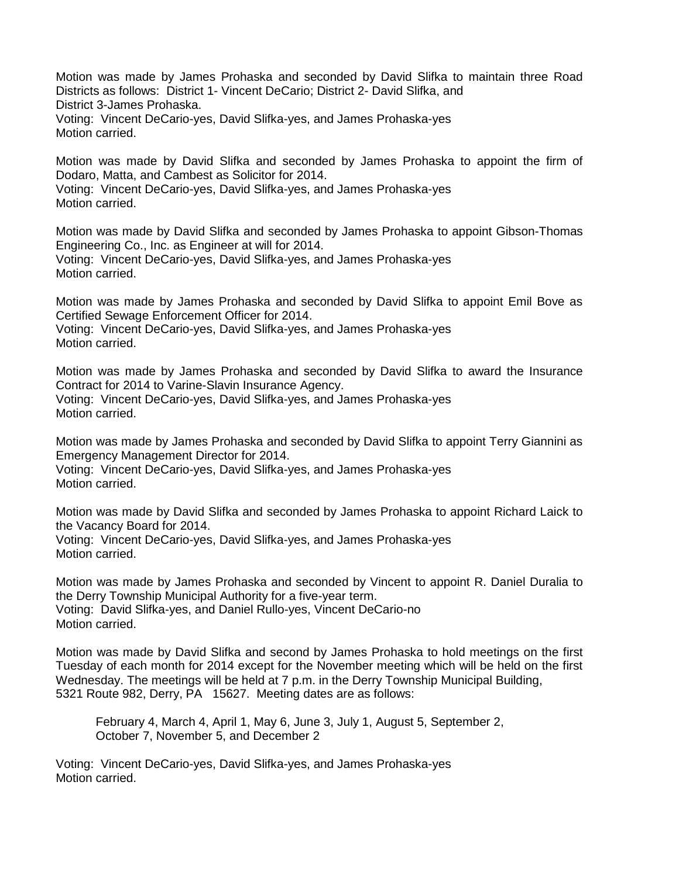Motion was made by James Prohaska and seconded by David Slifka to maintain three Road Districts as follows: District 1- Vincent DeCario; District 2- David Slifka, and District 3-James Prohaska.
Voting: Vincent DeCario-yes, David Slifka-yes, and James Prohaska-yes
Motion carried.

Motion was made by David Slifka and seconded by James Prohaska to appoint the firm of Dodaro, Matta, and Cambest as Solicitor for 2014.
Voting: Vincent DeCario-yes, David Slifka-yes, and James Prohaska-yes
Motion carried.

Motion was made by David Slifka and seconded by James Prohaska to appoint Gibson-Thomas Engineering Co., Inc. as Engineer at will for 2014.
Voting: Vincent DeCario-yes, David Slifka-yes, and James Prohaska-yes
Motion carried.

Motion was made by James Prohaska and seconded by David Slifka to appoint Emil Bove as Certified Sewage Enforcement Officer for 2014.
Voting: Vincent DeCario-yes, David Slifka-yes, and James Prohaska-yes
Motion carried.

Motion was made by James Prohaska and seconded by David Slifka to award the Insurance Contract for 2014 to Varine-Slavin Insurance Agency.
Voting: Vincent DeCario-yes, David Slifka-yes, and James Prohaska-yes
Motion carried.

Motion was made by James Prohaska and seconded by David Slifka to appoint Terry Giannini as Emergency Management Director for 2014.
Voting: Vincent DeCario-yes, David Slifka-yes, and James Prohaska-yes
Motion carried.

Motion was made by David Slifka and seconded by James Prohaska to appoint Richard Laick to the Vacancy Board for 2014.
Voting: Vincent DeCario-yes, David Slifka-yes, and James Prohaska-yes
Motion carried.

Motion was made by James Prohaska and seconded by Vincent to appoint R. Daniel Duralia to the Derry Township Municipal Authority for a five-year term.
Voting: David Slifka-yes, and Daniel Rullo-yes, Vincent DeCario-no
Motion carried.

Motion was made by David Slifka and second by James Prohaska to hold meetings on the first Tuesday of each month for 2014 except for the November meeting which will be held on the first Wednesday. The meetings will be held at 7 p.m. in the Derry Township Municipal Building, 5321 Route 982, Derry, PA 15627. Meeting dates are as follows:

> February 4, March 4, April 1, May 6, June 3, July 1, August 5, September 2, October 7, November 5, and December 2

Voting: Vincent DeCario-yes, David Slifka-yes, and James Prohaska-yes
Motion carried.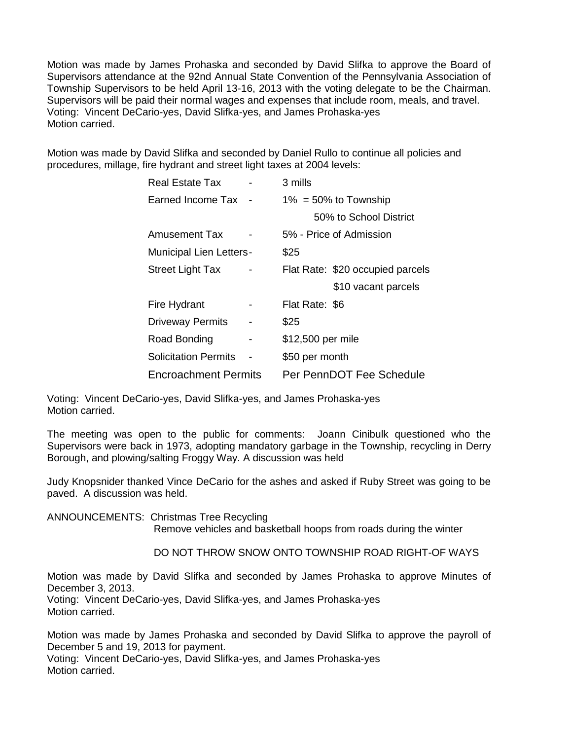Motion was made by James Prohaska and seconded by David Slifka to approve the Board of Supervisors attendance at the 92nd Annual State Convention of the Pennsylvania Association of Township Supervisors to be held April 13-16, 2013 with the voting delegate to be the Chairman. Supervisors will be paid their normal wages and expenses that include room, meals, and travel.
Voting: Vincent DeCario-yes, David Slifka-yes, and James Prohaska-yes
Motion carried.

Motion was made by David Slifka and seconded by Daniel Rullo to continue all policies and procedures, millage, fire hydrant and street light taxes at 2004 levels:

| | | |
|---|---|---|
| Real Estate Tax | - | 3 mills |
| Earned Income Tax | - | 1% = 50% to Township |
| | | 50% to School District |
| Amusement Tax | - | 5% - Price of Admission |
| Municipal Lien Letters | - | $25 |
| Street Light Tax | - | Flat Rate: $20 occupied parcels |
| | | $10 vacant parcels |
| Fire Hydrant | - | Flat Rate: $6 |
| Driveway Permits | - | $25 |
| Road Bonding | - | $12,500 per mile |
| Solicitation Permits | - | $50 per month |
| Encroachment Permits | | Per PennDOT Fee Schedule |

Voting: Vincent DeCario-yes, David Slifka-yes, and James Prohaska-yes
Motion carried.

The meeting was open to the public for comments: Joann Cinibulk questioned who the Supervisors were back in 1973, adopting mandatory garbage in the Township, recycling in Derry Borough, and plowing/salting Froggy Way. A discussion was held

Judy Knopsnider thanked Vince DeCario for the ashes and asked if Ruby Street was going to be paved. A discussion was held.

ANNOUNCEMENTS: Christmas Tree Recycling
Remove vehicles and basketball hoops from roads during the winter

DO NOT THROW SNOW ONTO TOWNSHIP ROAD RIGHT-OF WAYS

Motion was made by David Slifka and seconded by James Prohaska to approve Minutes of December 3, 2013.
Voting: Vincent DeCario-yes, David Slifka-yes, and James Prohaska-yes
Motion carried.

Motion was made by James Prohaska and seconded by David Slifka to approve the payroll of December 5 and 19, 2013 for payment.
Voting: Vincent DeCario-yes, David Slifka-yes, and James Prohaska-yes
Motion carried.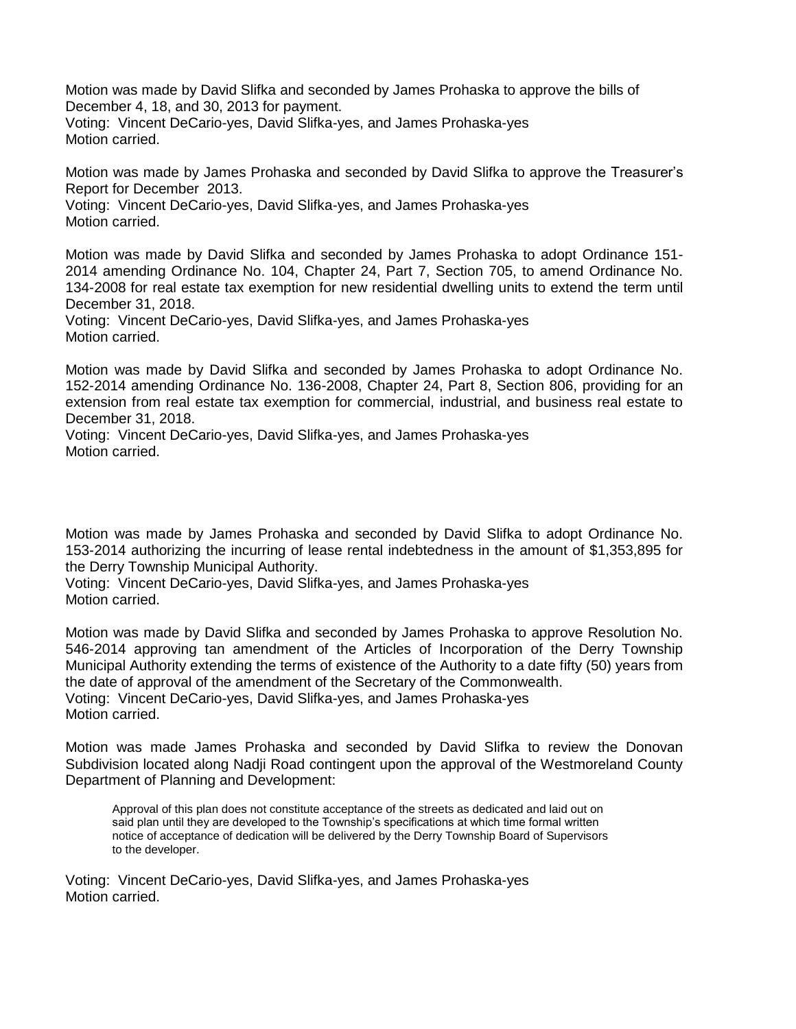Motion was made by David Slifka and seconded by James Prohaska to approve the bills of December 4, 18, and 30, 2013 for payment.
Voting: Vincent DeCario-yes, David Slifka-yes, and James Prohaska-yes
Motion carried.

Motion was made by James Prohaska and seconded by David Slifka to approve the Treasurer's Report for December 2013.
Voting: Vincent DeCario-yes, David Slifka-yes, and James Prohaska-yes
Motion carried.

Motion was made by David Slifka and seconded by James Prohaska to adopt Ordinance 151-2014 amending Ordinance No. 104, Chapter 24, Part 7, Section 705, to amend Ordinance No. 134-2008 for real estate tax exemption for new residential dwelling units to extend the term until December 31, 2018.
Voting: Vincent DeCario-yes, David Slifka-yes, and James Prohaska-yes
Motion carried.

Motion was made by David Slifka and seconded by James Prohaska to adopt Ordinance No. 152-2014 amending Ordinance No. 136-2008, Chapter 24, Part 8, Section 806, providing for an extension from real estate tax exemption for commercial, industrial, and business real estate to December 31, 2018.
Voting: Vincent DeCario-yes, David Slifka-yes, and James Prohaska-yes
Motion carried.

Motion was made by James Prohaska and seconded by David Slifka to adopt Ordinance No. 153-2014 authorizing the incurring of lease rental indebtedness in the amount of $1,353,895 for the Derry Township Municipal Authority.
Voting: Vincent DeCario-yes, David Slifka-yes, and James Prohaska-yes
Motion carried.

Motion was made by David Slifka and seconded by James Prohaska to approve Resolution No. 546-2014 approving tan amendment of the Articles of Incorporation of the Derry Township Municipal Authority extending the terms of existence of the Authority to a date fifty (50) years from the date of approval of the amendment of the Secretary of the Commonwealth.
Voting: Vincent DeCario-yes, David Slifka-yes, and James Prohaska-yes
Motion carried.

Motion was made James Prohaska and seconded by David Slifka to review the Donovan Subdivision located along Nadji Road contingent upon the approval of the Westmoreland County Department of Planning and Development:

> Approval of this plan does not constitute acceptance of the streets as dedicated and laid out on said plan until they are developed to the Township's specifications at which time formal written notice of acceptance of dedication will be delivered by the Derry Township Board of Supervisors to the developer.

Voting: Vincent DeCario-yes, David Slifka-yes, and James Prohaska-yes
Motion carried.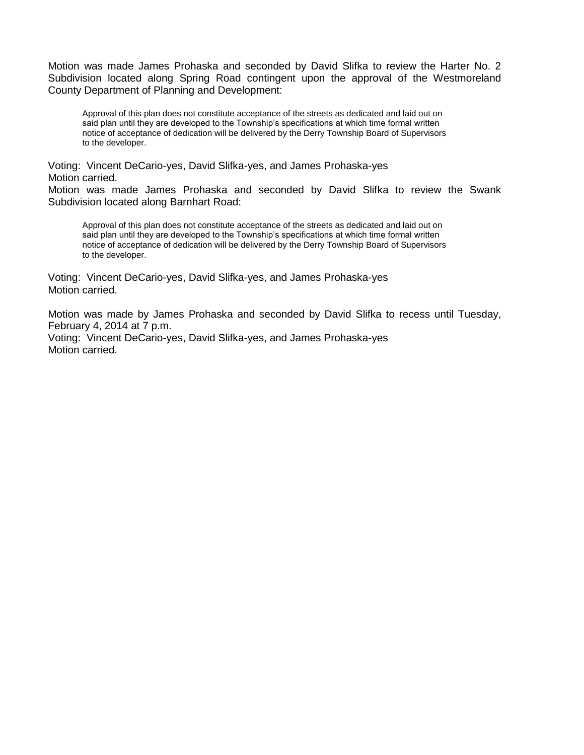Motion was made James Prohaska and seconded by David Slifka to review the Harter No. 2 Subdivision located along Spring Road contingent upon the approval of the Westmoreland County Department of Planning and Development:

> Approval of this plan does not constitute acceptance of the streets as dedicated and laid out on said plan until they are developed to the Township's specifications at which time formal written notice of acceptance of dedication will be delivered by the Derry Township Board of Supervisors to the developer.

Voting: Vincent DeCario-yes, David Slifka-yes, and James Prohaska-yes
Motion carried.
Motion was made James Prohaska and seconded by David Slifka to review the Swank Subdivision located along Barnhart Road:

> Approval of this plan does not constitute acceptance of the streets as dedicated and laid out on said plan until they are developed to the Township's specifications at which time formal written notice of acceptance of dedication will be delivered by the Derry Township Board of Supervisors to the developer.

Voting: Vincent DeCario-yes, David Slifka-yes, and James Prohaska-yes
Motion carried.

Motion was made by James Prohaska and seconded by David Slifka to recess until Tuesday, February 4, 2014 at 7 p.m.
Voting: Vincent DeCario-yes, David Slifka-yes, and James Prohaska-yes
Motion carried.